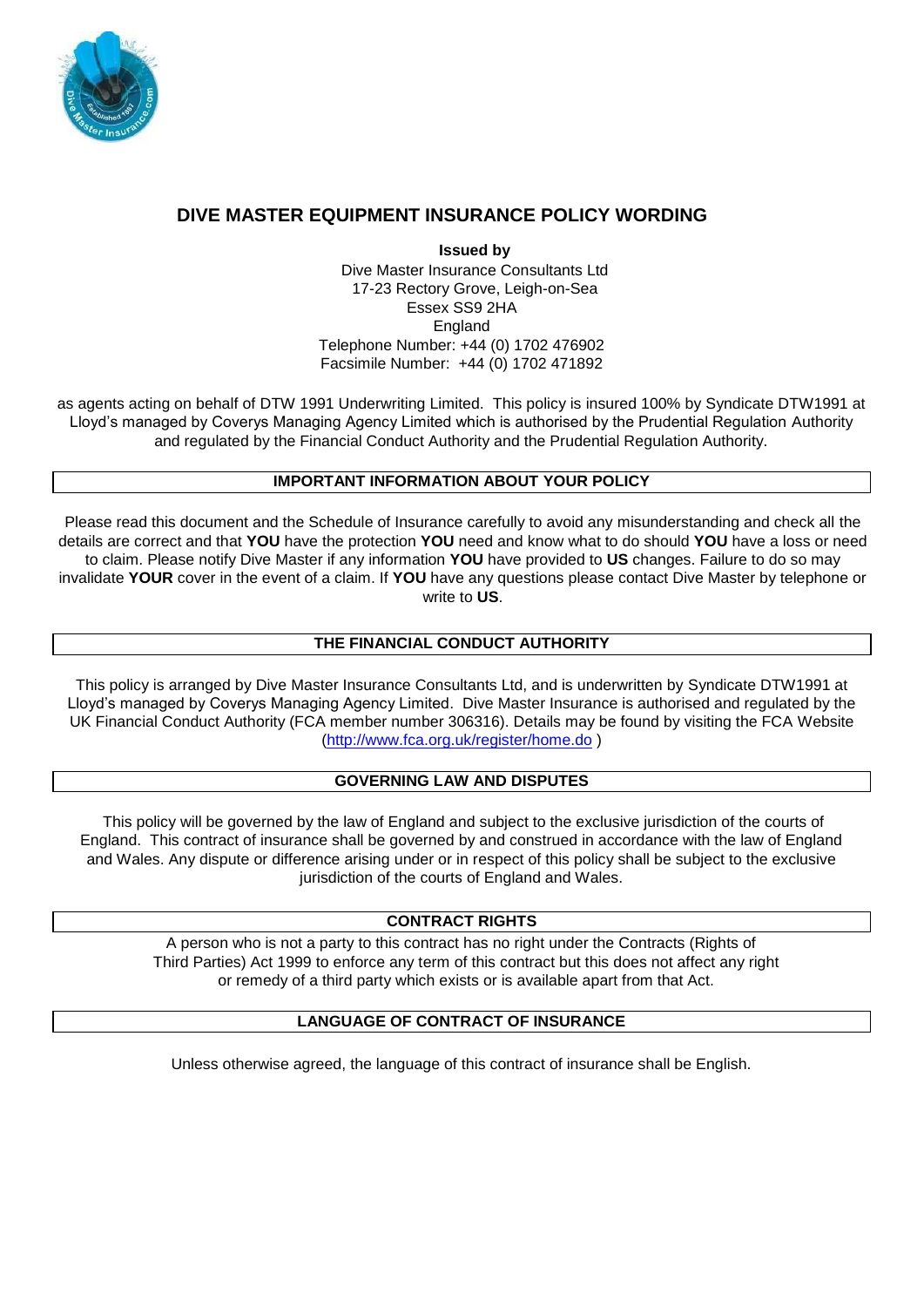# DIVE MASTER EQUIPMENT INSURANCE POLICY WORDING

**Issued by**

Dive Master Insurance Consultants Ltd
17-23 Rectory Grove, Leigh-on-Sea
Essex SS9 2HA
England
Telephone Number: +44 (0) 1702 476902
Facsimile Number: +44 (0) 1702 471892

as agents acting on behalf of DTW 1991 Underwriting Limited. This policy is insured 100% by Syndicate DTW1991 at Lloyd's managed by Coverys Managing Agency Limited which is authorised by the Prudential Regulation Authority and regulated by the Financial Conduct Authority and the Prudential Regulation Authority.

## IMPORTANT INFORMATION ABOUT YOUR POLICY

Please read this document and the Schedule of Insurance carefully to avoid any misunderstanding and check all the details are correct and that **YOU** have the protection **YOU** need and know what to do should **YOU** have a loss or need to claim. Please notify Dive Master if any information **YOU** have provided to **US** changes. Failure to do so may invalidate **YOUR** cover in the event of a claim. If **YOU** have any questions please contact Dive Master by telephone or write to **US**.

## THE FINANCIAL CONDUCT AUTHORITY

This policy is arranged by Dive Master Insurance Consultants Ltd, and is underwritten by Syndicate DTW1991 at Lloyd's managed by Coverys Managing Agency Limited. Dive Master Insurance is authorised and regulated by the UK Financial Conduct Authority (FCA member number 306316). Details may be found by visiting the FCA Website (http://www.fca.org.uk/register/home.do )

## GOVERNING LAW AND DISPUTES

This policy will be governed by the law of England and subject to the exclusive jurisdiction of the courts of England. This contract of insurance shall be governed by and construed in accordance with the law of England and Wales. Any dispute or difference arising under or in respect of this policy shall be subject to the exclusive jurisdiction of the courts of England and Wales.

## CONTRACT RIGHTS

A person who is not a party to this contract has no right under the Contracts (Rights of Third Parties) Act 1999 to enforce any term of this contract but this does not affect any right or remedy of a third party which exists or is available apart from that Act.

## LANGUAGE OF CONTRACT OF INSURANCE

Unless otherwise agreed, the language of this contract of insurance shall be English.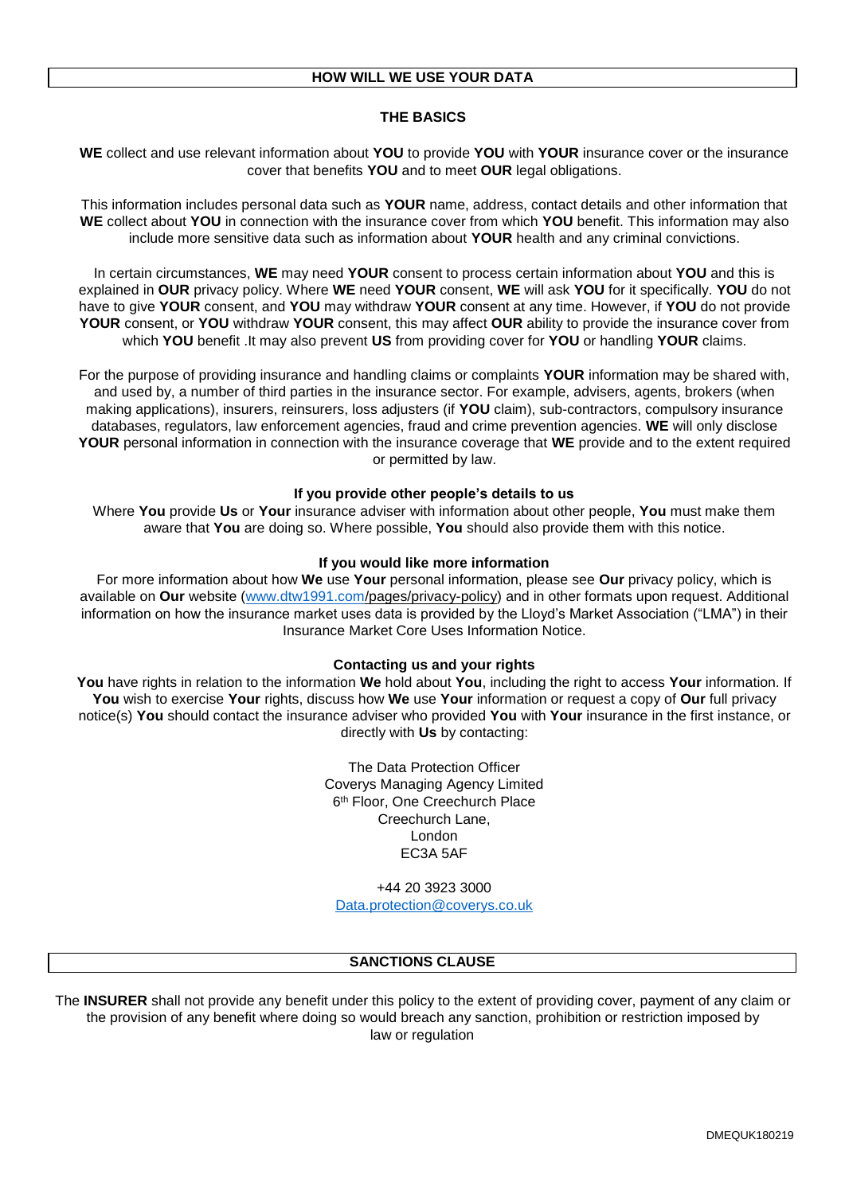## HOW WILL WE USE YOUR DATA

### THE BASICS

**WE** collect and use relevant information about **YOU** to provide **YOU** with **YOUR** insurance cover or the insurance cover that benefits **YOU** and to meet **OUR** legal obligations.

This information includes personal data such as **YOUR** name, address, contact details and other information that **WE** collect about **YOU** in connection with the insurance cover from which **YOU** benefit. This information may also include more sensitive data such as information about **YOUR** health and any criminal convictions.

In certain circumstances, **WE** may need **YOUR** consent to process certain information about **YOU** and this is explained in **OUR** privacy policy. Where **WE** need **YOUR** consent, **WE** will ask **YOU** for it specifically. **YOU** do not have to give **YOUR** consent, and **YOU** may withdraw **YOUR** consent at any time. However, if **YOU** do not provide **YOUR** consent, or **YOU** withdraw **YOUR** consent, this may affect **OUR** ability to provide the insurance cover from which **YOU** benefit .It may also prevent **US** from providing cover for **YOU** or handling **YOUR** claims.

For the purpose of providing insurance and handling claims or complaints **YOUR** information may be shared with, and used by, a number of third parties in the insurance sector. For example, advisers, agents, brokers (when making applications), insurers, reinsurers, loss adjusters (if **YOU** claim), sub-contractors, compulsory insurance databases, regulators, law enforcement agencies, fraud and crime prevention agencies. **WE** will only disclose **YOUR** personal information in connection with the insurance coverage that **WE** provide and to the extent required or permitted by law.

**If you provide other people's details to us**

Where **You** provide **Us** or **Your** insurance adviser with information about other people, **You** must make them aware that **You** are doing so. Where possible, **You** should also provide them with this notice.

**If you would like more information**

For more information about how **We** use **Your** personal information, please see **Our** privacy policy, which is available on **Our** website (www.dtw1991.com/pages/privacy-policy) and in other formats upon request. Additional information on how the insurance market uses data is provided by the Lloyd's Market Association ("LMA") in their Insurance Market Core Uses Information Notice.

**Contacting us and your rights**

**You** have rights in relation to the information **We** hold about **You**, including the right to access **Your** information. If **You** wish to exercise **Your** rights, discuss how **We** use **Your** information or request a copy of **Our** full privacy notice(s) **You** should contact the insurance adviser who provided **You** with **Your** insurance in the first instance, or directly with **Us** by contacting:

The Data Protection Officer
Coverys Managing Agency Limited
6th Floor, One Creechurch Place
Creechurch Lane,
London
EC3A 5AF

+44 20 3923 3000
Data.protection@coverys.co.uk

## SANCTIONS CLAUSE

The **INSURER** shall not provide any benefit under this policy to the extent of providing cover, payment of any claim or the provision of any benefit where doing so would breach any sanction, prohibition or restriction imposed by law or regulation

DMEQUK180219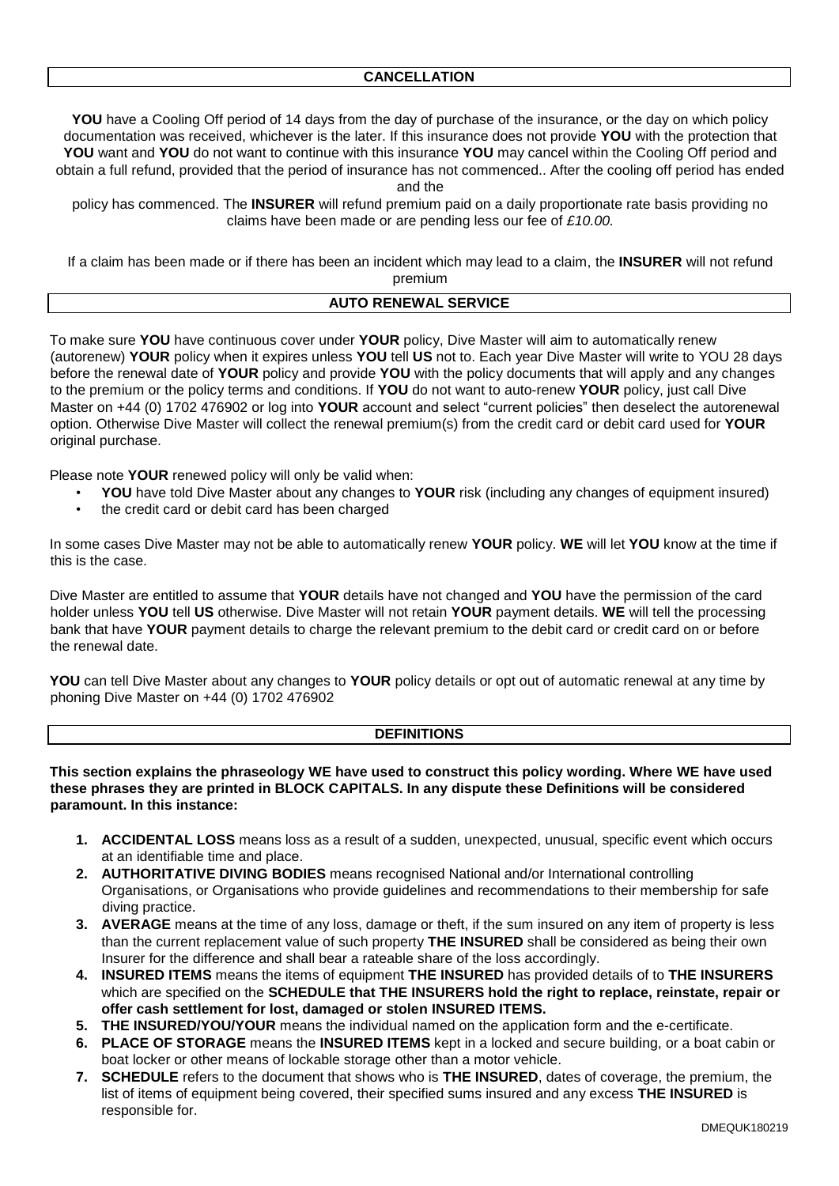## CANCELLATION

**YOU** have a Cooling Off period of 14 days from the day of purchase of the insurance, or the day on which policy documentation was received, whichever is the later. If this insurance does not provide **YOU** with the protection that **YOU** want and **YOU** do not want to continue with this insurance **YOU** may cancel within the Cooling Off period and obtain a full refund, provided that the period of insurance has not commenced.. After the cooling off period has ended and the policy has commenced. The **INSURER** will refund premium paid on a daily proportionate rate basis providing no claims have been made or are pending less our fee of *£10.00.*

If a claim has been made or if there has been an incident which may lead to a claim, the **INSURER** will not refund premium

## AUTO RENEWAL SERVICE

To make sure **YOU** have continuous cover under **YOUR** policy, Dive Master will aim to automatically renew (autorenew) **YOUR** policy when it expires unless **YOU** tell **US** not to. Each year Dive Master will write to YOU 28 days before the renewal date of **YOUR** policy and provide **YOU** with the policy documents that will apply and any changes to the premium or the policy terms and conditions. If **YOU** do not want to auto-renew **YOUR** policy, just call Dive Master on +44 (0) 1702 476902 or log into **YOUR** account and select "current policies" then deselect the autorenewal option. Otherwise Dive Master will collect the renewal premium(s) from the credit card or debit card used for **YOUR** original purchase.

Please note **YOUR** renewed policy will only be valid when:

- **YOU** have told Dive Master about any changes to **YOUR** risk (including any changes of equipment insured)
- the credit card or debit card has been charged

In some cases Dive Master may not be able to automatically renew **YOUR** policy. **WE** will let **YOU** know at the time if this is the case.

Dive Master are entitled to assume that **YOUR** details have not changed and **YOU** have the permission of the card holder unless **YOU** tell **US** otherwise. Dive Master will not retain **YOUR** payment details. **WE** will tell the processing bank that have **YOUR** payment details to charge the relevant premium to the debit card or credit card on or before the renewal date.

**YOU** can tell Dive Master about any changes to **YOUR** policy details or opt out of automatic renewal at any time by phoning Dive Master on +44 (0) 1702 476902

## DEFINITIONS

**This section explains the phraseology WE have used to construct this policy wording. Where WE have used these phrases they are printed in BLOCK CAPITALS. In any dispute these Definitions will be considered paramount. In this instance:**

1. **ACCIDENTAL LOSS** means loss as a result of a sudden, unexpected, unusual, specific event which occurs at an identifiable time and place.
2. **AUTHORITATIVE DIVING BODIES** means recognised National and/or International controlling Organisations, or Organisations who provide guidelines and recommendations to their membership for safe diving practice.
3. **AVERAGE** means at the time of any loss, damage or theft, if the sum insured on any item of property is less than the current replacement value of such property **THE INSURED** shall be considered as being their own Insurer for the difference and shall bear a rateable share of the loss accordingly.
4. **INSURED ITEMS** means the items of equipment **THE INSURED** has provided details of to **THE INSURERS** which are specified on the **SCHEDULE that THE INSURERS hold the right to replace, reinstate, repair or offer cash settlement for lost, damaged or stolen INSURED ITEMS.**
5. **THE INSURED/YOU/YOUR** means the individual named on the application form and the e-certificate.
6. **PLACE OF STORAGE** means the **INSURED ITEMS** kept in a locked and secure building, or a boat cabin or boat locker or other means of lockable storage other than a motor vehicle.
7. **SCHEDULE** refers to the document that shows who is **THE INSURED**, dates of coverage, the premium, the list of items of equipment being covered, their specified sums insured and any excess **THE INSURED** is responsible for.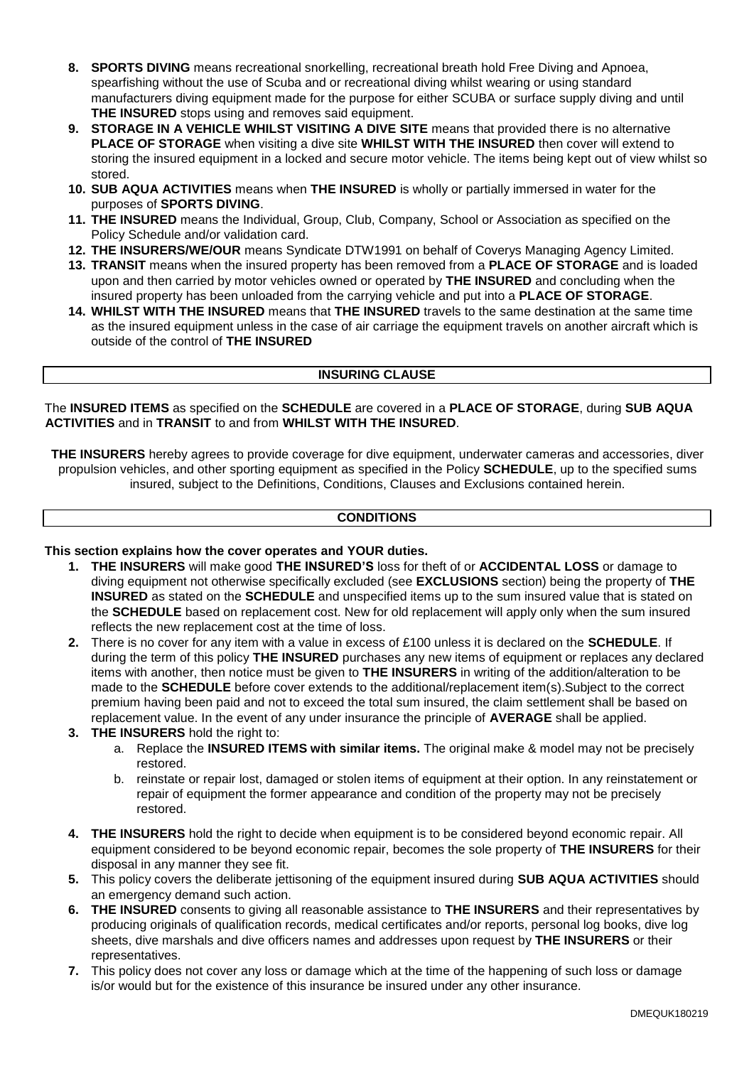8. **SPORTS DIVING** means recreational snorkelling, recreational breath hold Free Diving and Apnoea, spearfishing without the use of Scuba and or recreational diving whilst wearing or using standard manufacturers diving equipment made for the purpose for either SCUBA or surface supply diving and until **THE INSURED** stops using and removes said equipment.
9. **STORAGE IN A VEHICLE WHILST VISITING A DIVE SITE** means that provided there is no alternative **PLACE OF STORAGE** when visiting a dive site **WHILST WITH THE INSURED** then cover will extend to storing the insured equipment in a locked and secure motor vehicle. The items being kept out of view whilst so stored.
10. **SUB AQUA ACTIVITIES** means when **THE INSURED** is wholly or partially immersed in water for the purposes of **SPORTS DIVING**.
11. **THE INSURED** means the Individual, Group, Club, Company, School or Association as specified on the Policy Schedule and/or validation card.
12. **THE INSURERS/WE/OUR** means Syndicate DTW1991 on behalf of Coverys Managing Agency Limited.
13. **TRANSIT** means when the insured property has been removed from a **PLACE OF STORAGE** and is loaded upon and then carried by motor vehicles owned or operated by **THE INSURED** and concluding when the insured property has been unloaded from the carrying vehicle and put into a **PLACE OF STORAGE**.
14. **WHILST WITH THE INSURED** means that **THE INSURED** travels to the same destination at the same time as the insured equipment unless in the case of air carriage the equipment travels on another aircraft which is outside of the control of **THE INSURED**

## INSURING CLAUSE

The **INSURED ITEMS** as specified on the **SCHEDULE** are covered in a **PLACE OF STORAGE**, during **SUB AQUA ACTIVITIES** and in **TRANSIT** to and from **WHILST WITH THE INSURED**.

**THE INSURERS** hereby agrees to provide coverage for dive equipment, underwater cameras and accessories, diver propulsion vehicles, and other sporting equipment as specified in the Policy **SCHEDULE**, up to the specified sums insured, subject to the Definitions, Conditions, Clauses and Exclusions contained herein.

## CONDITIONS

**This section explains how the cover operates and YOUR duties.**

1. **THE INSURERS** will make good **THE INSURED'S** loss for theft of or **ACCIDENTAL LOSS** or damage to diving equipment not otherwise specifically excluded (see **EXCLUSIONS** section) being the property of **THE INSURED** as stated on the **SCHEDULE** and unspecified items up to the sum insured value that is stated on the **SCHEDULE** based on replacement cost. New for old replacement will apply only when the sum insured reflects the new replacement cost at the time of loss.
2. There is no cover for any item with a value in excess of £100 unless it is declared on the **SCHEDULE**. If during the term of this policy **THE INSURED** purchases any new items of equipment or replaces any declared items with another, then notice must be given to **THE INSURERS** in writing of the addition/alteration to be made to the **SCHEDULE** before cover extends to the additional/replacement item(s).Subject to the correct premium having been paid and not to exceed the total sum insured, the claim settlement shall be based on replacement value. In the event of any under insurance the principle of **AVERAGE** shall be applied.
3. **THE INSURERS** hold the right to:
   a. Replace the **INSURED ITEMS with similar items.** The original make & model may not be precisely restored.
   b. reinstate or repair lost, damaged or stolen items of equipment at their option. In any reinstatement or repair of equipment the former appearance and condition of the property may not be precisely restored.
4. **THE INSURERS** hold the right to decide when equipment is to be considered beyond economic repair. All equipment considered to be beyond economic repair, becomes the sole property of **THE INSURERS** for their disposal in any manner they see fit.
5. This policy covers the deliberate jettisoning of the equipment insured during **SUB AQUA ACTIVITIES** should an emergency demand such action.
6. **THE INSURED** consents to giving all reasonable assistance to **THE INSURERS** and their representatives by producing originals of qualification records, medical certificates and/or reports, personal log books, dive log sheets, dive marshals and dive officers names and addresses upon request by **THE INSURERS** or their representatives.
7. This policy does not cover any loss or damage which at the time of the happening of such loss or damage is/or would but for the existence of this insurance be insured under any other insurance.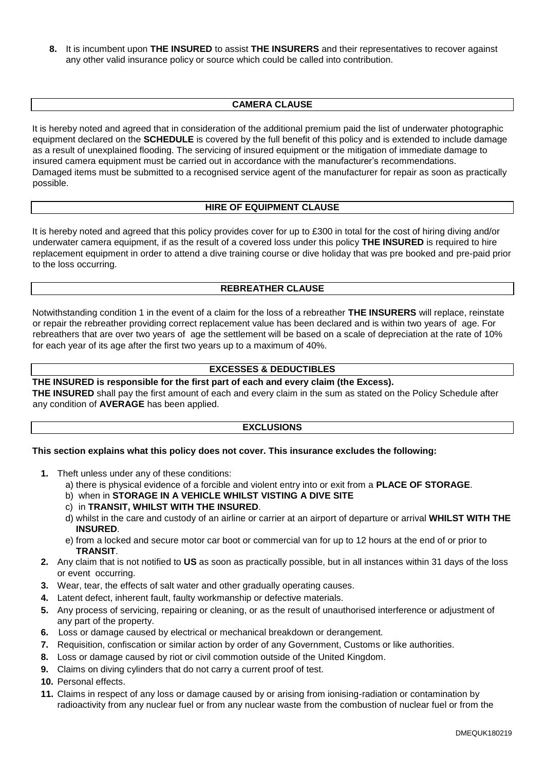8. It is incumbent upon **THE INSURED** to assist **THE INSURERS** and their representatives to recover against any other valid insurance policy or source which could be called into contribution.

## CAMERA CLAUSE

It is hereby noted and agreed that in consideration of the additional premium paid the list of underwater photographic equipment declared on the **SCHEDULE** is covered by the full benefit of this policy and is extended to include damage as a result of unexplained flooding. The servicing of insured equipment or the mitigation of immediate damage to insured camera equipment must be carried out in accordance with the manufacturer's recommendations. Damaged items must be submitted to a recognised service agent of the manufacturer for repair as soon as practically possible.

## HIRE OF EQUIPMENT CLAUSE

It is hereby noted and agreed that this policy provides cover for up to £300 in total for the cost of hiring diving and/or underwater camera equipment, if as the result of a covered loss under this policy **THE INSURED** is required to hire replacement equipment in order to attend a dive training course or dive holiday that was pre booked and pre-paid prior to the loss occurring.

## REBREATHER CLAUSE

Notwithstanding condition 1 in the event of a claim for the loss of a rebreather **THE INSURERS** will replace, reinstate or repair the rebreather providing correct replacement value has been declared and is within two years of age. For rebreathers that are over two years of age the settlement will be based on a scale of depreciation at the rate of 10% for each year of its age after the first two years up to a maximum of 40%.

## EXCESSES & DEDUCTIBLES

**THE INSURED is responsible for the first part of each and every claim (the Excess).**
**THE INSURED** shall pay the first amount of each and every claim in the sum as stated on the Policy Schedule after any condition of **AVERAGE** has been applied.

## EXCLUSIONS

**This section explains what this policy does not cover. This insurance excludes the following:**

1. Theft unless under any of these conditions:
   a) there is physical evidence of a forcible and violent entry into or exit from a **PLACE OF STORAGE**.
   b) when in **STORAGE IN A VEHICLE WHILST VISTING A DIVE SITE**
   c) in **TRANSIT, WHILST WITH THE INSURED**.
   d) whilst in the care and custody of an airline or carrier at an airport of departure or arrival **WHILST WITH THE INSURED**.
   e) from a locked and secure motor car boot or commercial van for up to 12 hours at the end of or prior to **TRANSIT**.
2. Any claim that is not notified to **US** as soon as practically possible, but in all instances within 31 days of the loss or event occurring.
3. Wear, tear, the effects of salt water and other gradually operating causes.
4. Latent defect, inherent fault, faulty workmanship or defective materials.
5. Any process of servicing, repairing or cleaning, or as the result of unauthorised interference or adjustment of any part of the property.
6. Loss or damage caused by electrical or mechanical breakdown or derangement.
7. Requisition, confiscation or similar action by order of any Government, Customs or like authorities.
8. Loss or damage caused by riot or civil commotion outside of the United Kingdom.
9. Claims on diving cylinders that do not carry a current proof of test.
10. Personal effects.
11. Claims in respect of any loss or damage caused by or arising from ionising-radiation or contamination by radioactivity from any nuclear fuel or from any nuclear waste from the combustion of nuclear fuel or from the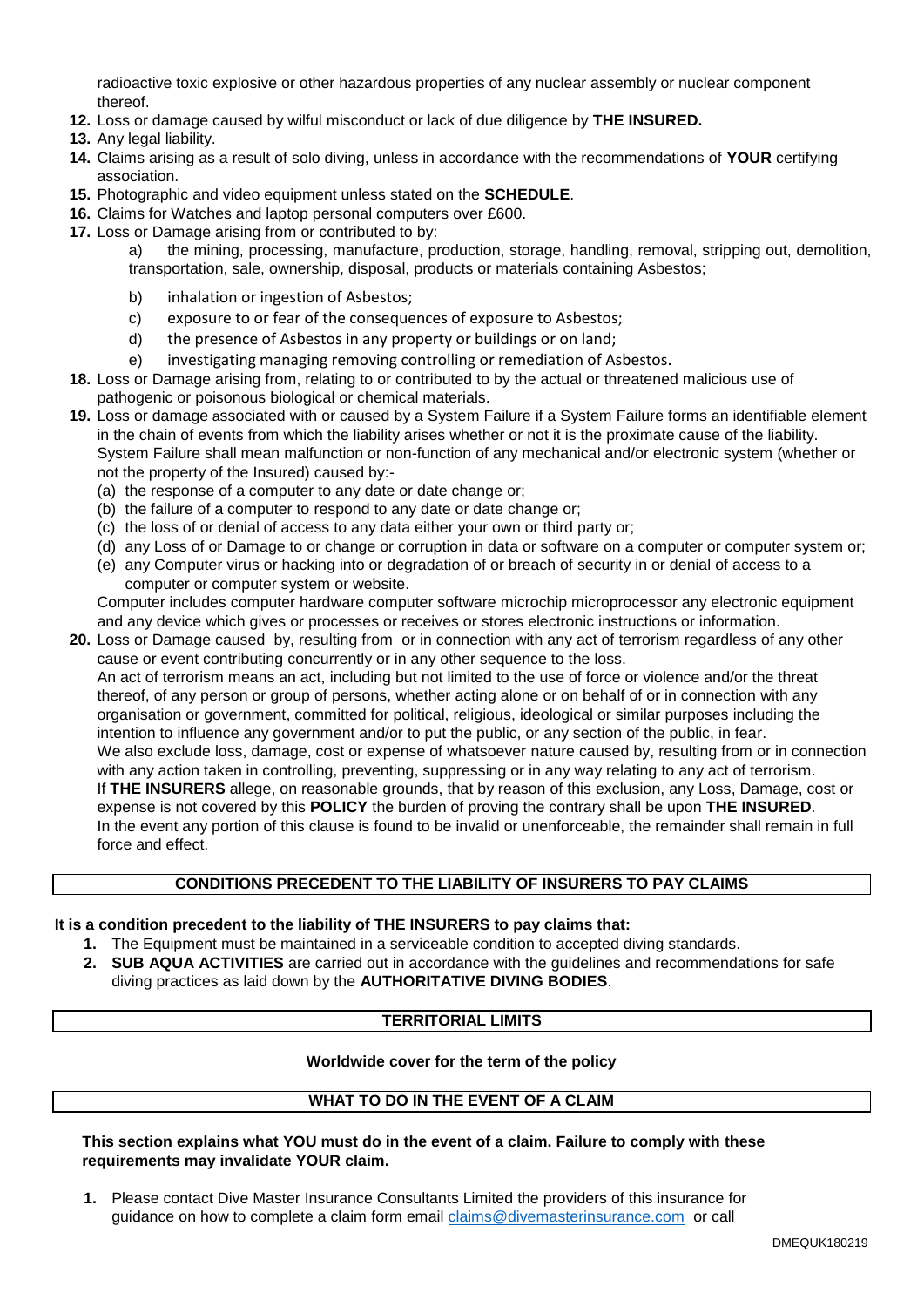radioactive toxic explosive or other hazardous properties of any nuclear assembly or nuclear component thereof.

12. Loss or damage caused by wilful misconduct or lack of due diligence by **THE INSURED.**
13. Any legal liability.
14. Claims arising as a result of solo diving, unless in accordance with the recommendations of **YOUR** certifying association.
15. Photographic and video equipment unless stated on the **SCHEDULE**.
16. Claims for Watches and laptop personal computers over £600.
17. Loss or Damage arising from or contributed to by:
    a) the mining, processing, manufacture, production, storage, handling, removal, stripping out, demolition, transportation, sale, ownership, disposal, products or materials containing Asbestos;
    b) inhalation or ingestion of Asbestos;
    c) exposure to or fear of the consequences of exposure to Asbestos;
    d) the presence of Asbestos in any property or buildings or on land;
    e) investigating managing removing controlling or remediation of Asbestos.
18. Loss or Damage arising from, relating to or contributed to by the actual or threatened malicious use of pathogenic or poisonous biological or chemical materials.
19. Loss or damage associated with or caused by a System Failure if a System Failure forms an identifiable element in the chain of events from which the liability arises whether or not it is the proximate cause of the liability. System Failure shall mean malfunction or non-function of any mechanical and/or electronic system (whether or not the property of the Insured) caused by:-
    (a) the response of a computer to any date or date change or;
    (b) the failure of a computer to respond to any date or date change or;
    (c) the loss of or denial of access to any data either your own or third party or;
    (d) any Loss of or Damage to or change or corruption in data or software on a computer or computer system or;
    (e) any Computer virus or hacking into or degradation of or breach of security in or denial of access to a computer or computer system or website.

    Computer includes computer hardware computer software microchip microprocessor any electronic equipment and any device which gives or processes or receives or stores electronic instructions or information.
20. Loss or Damage caused by, resulting from or in connection with any act of terrorism regardless of any other cause or event contributing concurrently or in any other sequence to the loss.
    An act of terrorism means an act, including but not limited to the use of force or violence and/or the threat thereof, of any person or group of persons, whether acting alone or on behalf of or in connection with any organisation or government, committed for political, religious, ideological or similar purposes including the intention to influence any government and/or to put the public, or any section of the public, in fear.
    We also exclude loss, damage, cost or expense of whatsoever nature caused by, resulting from or in connection with any action taken in controlling, preventing, suppressing or in any way relating to any act of terrorism.
    If **THE INSURERS** allege, on reasonable grounds, that by reason of this exclusion, any Loss, Damage, cost or expense is not covered by this **POLICY** the burden of proving the contrary shall be upon **THE INSURED**.
    In the event any portion of this clause is found to be invalid or unenforceable, the remainder shall remain in full force and effect.

## CONDITIONS PRECEDENT TO THE LIABILITY OF INSURERS TO PAY CLAIMS

**It is a condition precedent to the liability of THE INSURERS to pay claims that:**

1. The Equipment must be maintained in a serviceable condition to accepted diving standards.
2. **SUB AQUA ACTIVITIES** are carried out in accordance with the guidelines and recommendations for safe diving practices as laid down by the **AUTHORITATIVE DIVING BODIES**.

## TERRITORIAL LIMITS

**Worldwide cover for the term of the policy**

## WHAT TO DO IN THE EVENT OF A CLAIM

**This section explains what YOU must do in the event of a claim. Failure to comply with these requirements may invalidate YOUR claim.**

1. Please contact Dive Master Insurance Consultants Limited the providers of this insurance for guidance on how to complete a claim form email claims@divemasterinsurance.com or call

DMEQUK180219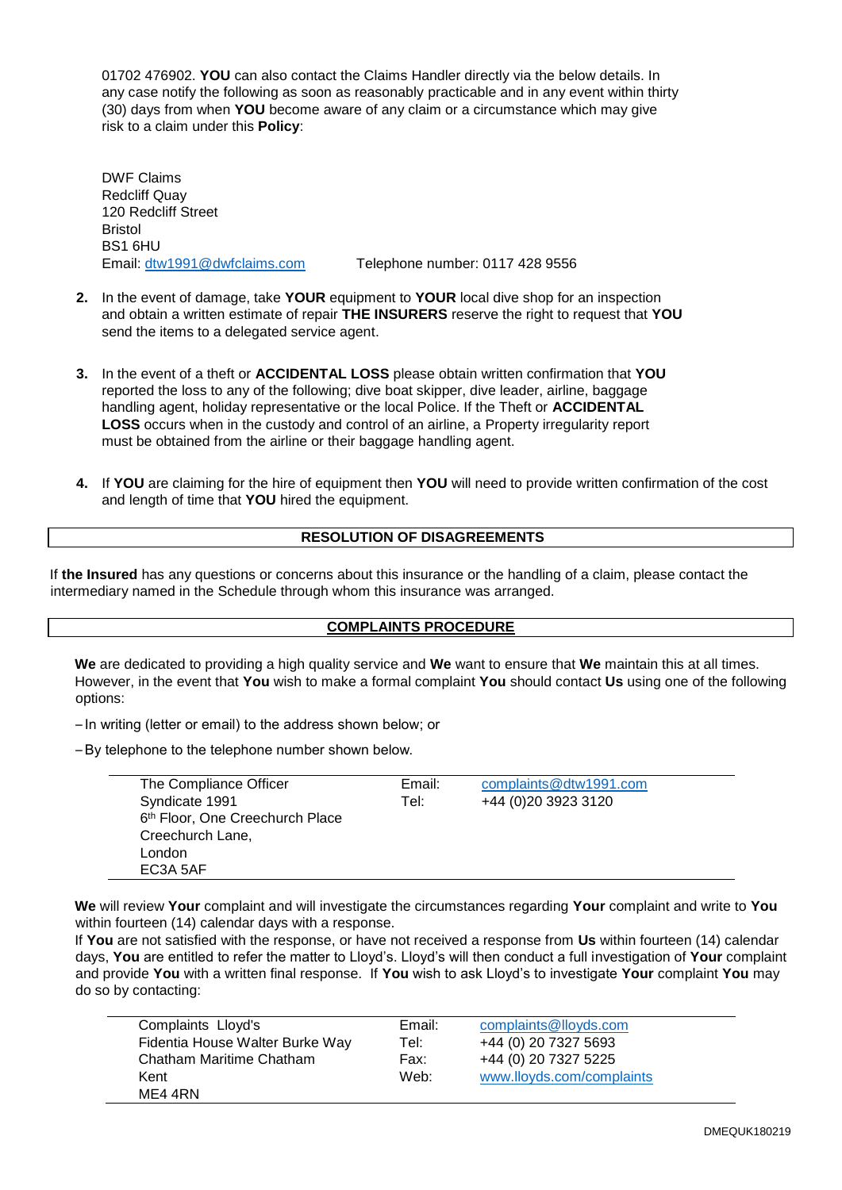01702 476902. **YOU** can also contact the Claims Handler directly via the below details. In any case notify the following as soon as reasonably practicable and in any event within thirty (30) days from when **YOU** become aware of any claim or a circumstance which may give risk to a claim under this **Policy**:

DWF Claims
Redcliff Quay
120 Redcliff Street
Bristol
BS1 6HU
Email: dtw1991@dwfclaims.com    Telephone number: 0117 428 9556

2. In the event of damage, take **YOUR** equipment to **YOUR** local dive shop for an inspection and obtain a written estimate of repair **THE INSURERS** reserve the right to request that **YOU** send the items to a delegated service agent.

3. In the event of a theft or **ACCIDENTAL LOSS** please obtain written confirmation that **YOU** reported the loss to any of the following; dive boat skipper, dive leader, airline, baggage handling agent, holiday representative or the local Police. If the Theft or **ACCIDENTAL LOSS** occurs when in the custody and control of an airline, a Property irregularity report must be obtained from the airline or their baggage handling agent.

4. If **YOU** are claiming for the hire of equipment then **YOU** will need to provide written confirmation of the cost and length of time that **YOU** hired the equipment.

## RESOLUTION OF DISAGREEMENTS

If **the Insured** has any questions or concerns about this insurance or the handling of a claim, please contact the intermediary named in the Schedule through whom this insurance was arranged.

## COMPLAINTS PROCEDURE

**We** are dedicated to providing a high quality service and **We** want to ensure that **We** maintain this at all times. However, in the event that **You** wish to make a formal complaint **You** should contact **Us** using one of the following options:

- In writing (letter or email) to the address shown below; or
- By telephone to the telephone number shown below.

| | | |
|---|---|---|
| The Compliance Officer<br>Syndicate 1991<br>6th Floor, One Creechurch Place<br>Creechurch Lane,<br>London<br>EC3A 5AF | Email:<br>Tel: | complaints@dtw1991.com<br>+44 (0)20 3923 3120 |

**We** will review **Your** complaint and will investigate the circumstances regarding **Your** complaint and write to **You** within fourteen (14) calendar days with a response.
If **You** are not satisfied with the response, or have not received a response from **Us** within fourteen (14) calendar days, **You** are entitled to refer the matter to Lloyd's. Lloyd's will then conduct a full investigation of **Your** complaint and provide **You** with a written final response. If **You** wish to ask Lloyd's to investigate **Your** complaint **You** may do so by contacting:

| | | |
|---|---|---|
| Complaints Lloyd's<br>Fidentia House Walter Burke Way<br>Chatham Maritime Chatham<br>Kent<br>ME4 4RN | Email:<br>Tel:<br>Fax:<br>Web: | complaints@lloyds.com<br>+44 (0) 20 7327 5693<br>+44 (0) 20 7327 5225<br>www.lloyds.com/complaints |

DMEQUK180219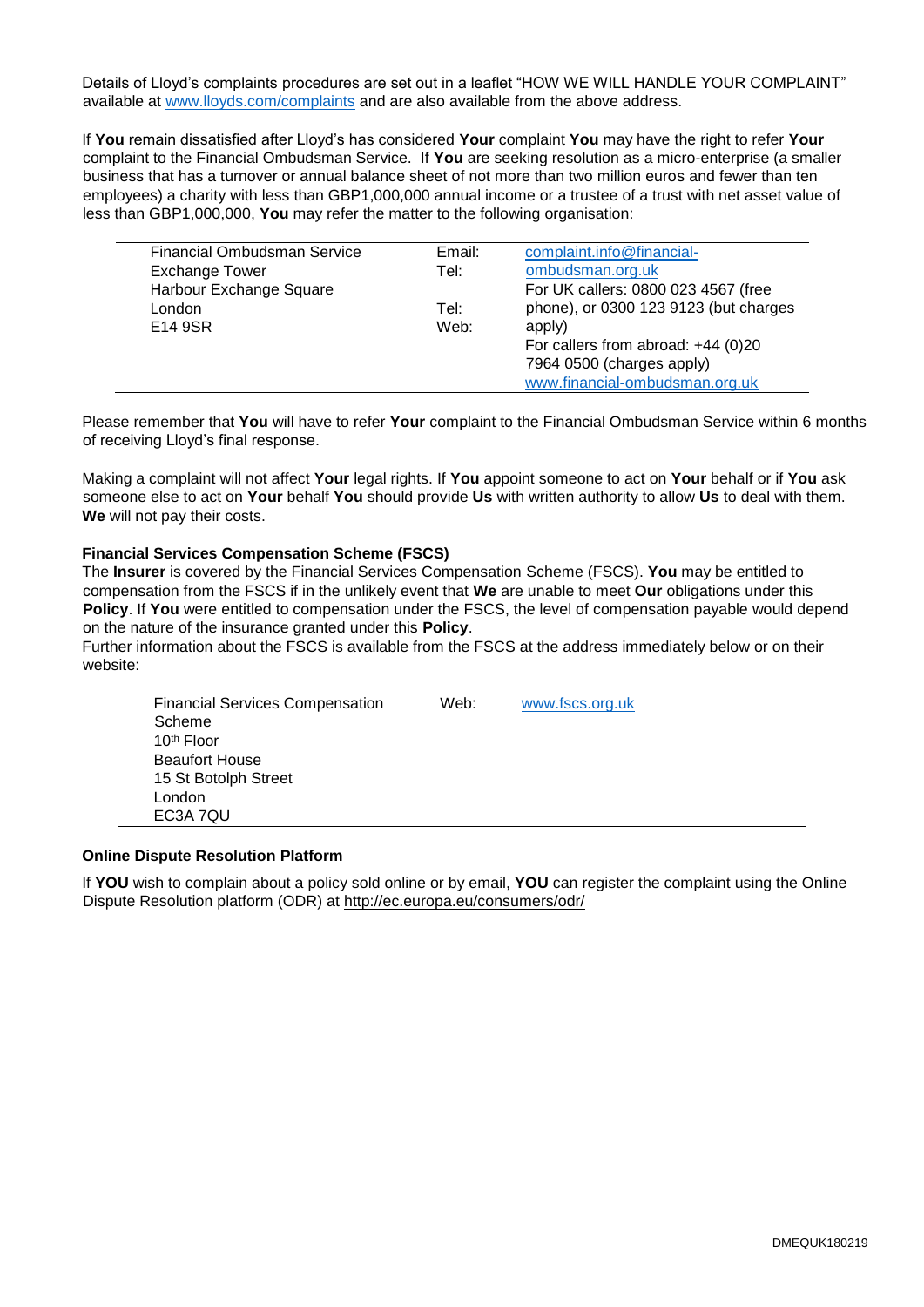Details of Lloyd's complaints procedures are set out in a leaflet "HOW WE WILL HANDLE YOUR COMPLAINT" available at www.lloyds.com/complaints and are also available from the above address.

If **You** remain dissatisfied after Lloyd's has considered **Your** complaint **You** may have the right to refer **Your** complaint to the Financial Ombudsman Service. If **You** are seeking resolution as a micro-enterprise (a smaller business that has a turnover or annual balance sheet of not more than two million euros and fewer than ten employees) a charity with less than GBP1,000,000 annual income or a trustee of a trust with net asset value of less than GBP1,000,000, **You** may refer the matter to the following organisation:

| | | |
|---|---|---|
| Financial Ombudsman Service<br>Exchange Tower<br>Harbour Exchange Square<br>London<br>E14 9SR | Email:<br>Tel:<br><br>Tel:<br>Web: | complaint.info@financial-ombudsman.org.uk<br>For UK callers: 0800 023 4567 (free phone), or 0300 123 9123 (but charges apply)<br>For callers from abroad: +44 (0)20 7964 0500 (charges apply)<br>www.financial-ombudsman.org.uk |

Please remember that **You** will have to refer **Your** complaint to the Financial Ombudsman Service within 6 months of receiving Lloyd's final response.

Making a complaint will not affect **Your** legal rights. If **You** appoint someone to act on **Your** behalf or if **You** ask someone else to act on **Your** behalf **You** should provide **Us** with written authority to allow **Us** to deal with them. **We** will not pay their costs.

**Financial Services Compensation Scheme (FSCS)**

The **Insurer** is covered by the Financial Services Compensation Scheme (FSCS). **You** may be entitled to compensation from the FSCS if in the unlikely event that **We** are unable to meet **Our** obligations under this **Policy**. If **You** were entitled to compensation under the FSCS, the level of compensation payable would depend on the nature of the insurance granted under this **Policy**.

Further information about the FSCS is available from the FSCS at the address immediately below or on their website:

| | | |
|---|---|---|
| Financial Services Compensation Scheme<br>10th Floor<br>Beaufort House<br>15 St Botolph Street<br>London<br>EC3A 7QU | Web: | www.fscs.org.uk |

**Online Dispute Resolution Platform**

If **YOU** wish to complain about a policy sold online or by email, **YOU** can register the complaint using the Online Dispute Resolution platform (ODR) at http://ec.europa.eu/consumers/odr/

DMEQUK180219